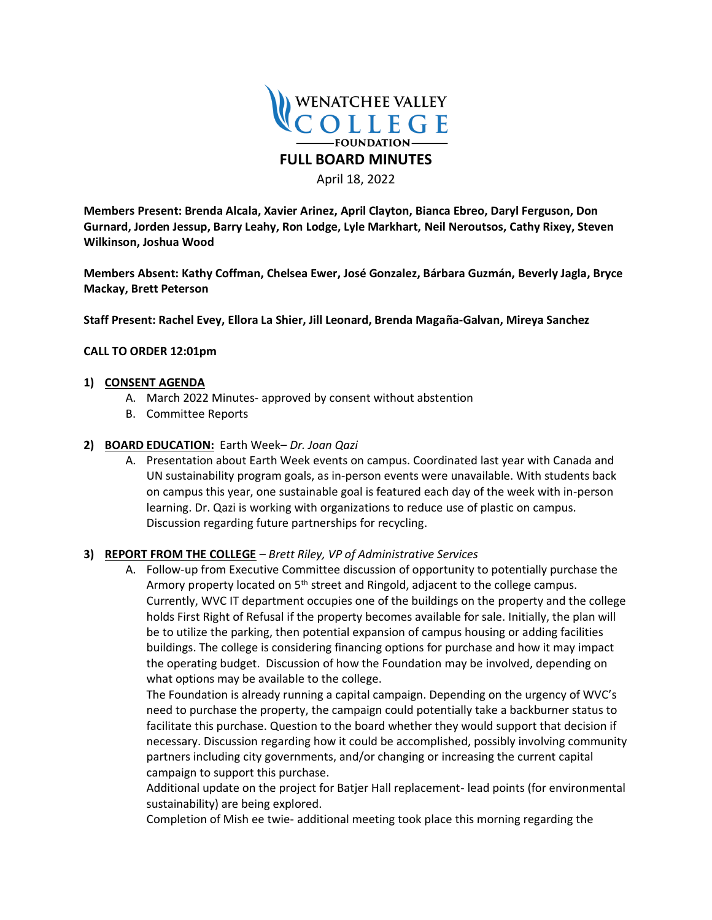# FULL BOARD MINUTES

April 18, 2022

**Members Present: Brenda Alcala, Xavier Arinez, April Clayton, Bianca Ebreo, Daryl Ferguson, Don Gurnard, Jorden Jessup, Barry Leahy, Ron Lodge, Lyle Markhart, Neil Neroutsos, Cathy Rixey, Steven Wilkinson, Joshua Wood**

**Members Absent: Kathy Coffman, Chelsea Ewer, José Gonzalez, Bárbara Guzmán, Beverly Jagla, Bryce Mackay, Brett Peterson**

**Staff Present: Rachel Evey, Ellora La Shier, Jill Leonard, Brenda Magaña-Galvan, Mireya Sanchez**

**CALL TO ORDER 12:01pm**

1) **CONSENT AGENDA**
   - A. March 2022 Minutes- approved by consent without abstention
   - B. Committee Reports

2) **BOARD EDUCATION:** Earth Week– *Dr. Joan Qazi*
   - A. Presentation about Earth Week events on campus. Coordinated last year with Canada and UN sustainability program goals, as in-person events were unavailable. With students back on campus this year, one sustainable goal is featured each day of the week with in-person learning. Dr. Qazi is working with organizations to reduce use of plastic on campus. Discussion regarding future partnerships for recycling.

3) **REPORT FROM THE COLLEGE** – *Brett Riley, VP of Administrative Services*
   - A. Follow-up from Executive Committee discussion of opportunity to potentially purchase the Armory property located on 5th street and Ringold, adjacent to the college campus. Currently, WVC IT department occupies one of the buildings on the property and the college holds First Right of Refusal if the property becomes available for sale. Initially, the plan will be to utilize the parking, then potential expansion of campus housing or adding facilities buildings. The college is considering financing options for purchase and how it may impact the operating budget. Discussion of how the Foundation may be involved, depending on what options may be available to the college.

     The Foundation is already running a capital campaign. Depending on the urgency of WVC's need to purchase the property, the campaign could potentially take a backburner status to facilitate this purchase. Question to the board whether they would support that decision if necessary. Discussion regarding how it could be accomplished, possibly involving community partners including city governments, and/or changing or increasing the current capital campaign to support this purchase.

     Additional update on the project for Batjer Hall replacement- lead points (for environmental sustainability) are being explored.

     Completion of Mish ee twie- additional meeting took place this morning regarding the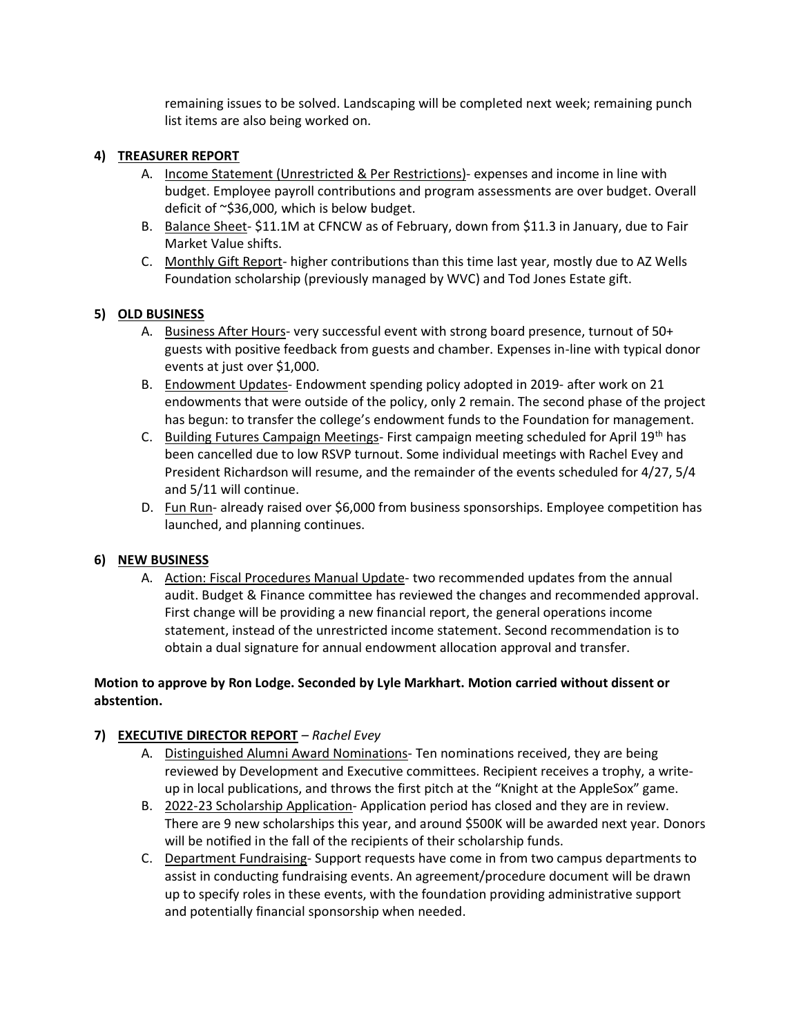remaining issues to be solved. Landscaping will be completed next week; remaining punch list items are also being worked on.

4) **TREASURER REPORT**

   A. Income Statement (Unrestricted & Per Restrictions)- expenses and income in line with budget. Employee payroll contributions and program assessments are over budget. Overall deficit of ~$36,000, which is below budget.

   B. Balance Sheet- $11.1M at CFNCW as of February, down from $11.3 in January, due to Fair Market Value shifts.

   C. Monthly Gift Report- higher contributions than this time last year, mostly due to AZ Wells Foundation scholarship (previously managed by WVC) and Tod Jones Estate gift.

5) **OLD BUSINESS**

   A. Business After Hours- very successful event with strong board presence, turnout of 50+ guests with positive feedback from guests and chamber. Expenses in-line with typical donor events at just over $1,000.

   B. Endowment Updates- Endowment spending policy adopted in 2019- after work on 21 endowments that were outside of the policy, only 2 remain. The second phase of the project has begun: to transfer the college's endowment funds to the Foundation for management.

   C. Building Futures Campaign Meetings- First campaign meeting scheduled for April 19th has been cancelled due to low RSVP turnout. Some individual meetings with Rachel Evey and President Richardson will resume, and the remainder of the events scheduled for 4/27, 5/4 and 5/11 will continue.

   D. Fun Run- already raised over $6,000 from business sponsorships. Employee competition has launched, and planning continues.

6) **NEW BUSINESS**

   A. Action: Fiscal Procedures Manual Update- two recommended updates from the annual audit. Budget & Finance committee has reviewed the changes and recommended approval. First change will be providing a new financial report, the general operations income statement, instead of the unrestricted income statement. Second recommendation is to obtain a dual signature for annual endowment allocation approval and transfer.

**Motion to approve by Ron Lodge. Seconded by Lyle Markhart. Motion carried without dissent or abstention.**

7) **EXECUTIVE DIRECTOR REPORT** – *Rachel Evey*

   A. Distinguished Alumni Award Nominations- Ten nominations received, they are being reviewed by Development and Executive committees. Recipient receives a trophy, a write-up in local publications, and throws the first pitch at the "Knight at the AppleSox" game.

   B. 2022-23 Scholarship Application- Application period has closed and they are in review. There are 9 new scholarships this year, and around $500K will be awarded next year. Donors will be notified in the fall of the recipients of their scholarship funds.

   C. Department Fundraising- Support requests have come in from two campus departments to assist in conducting fundraising events. An agreement/procedure document will be drawn up to specify roles in these events, with the foundation providing administrative support and potentially financial sponsorship when needed.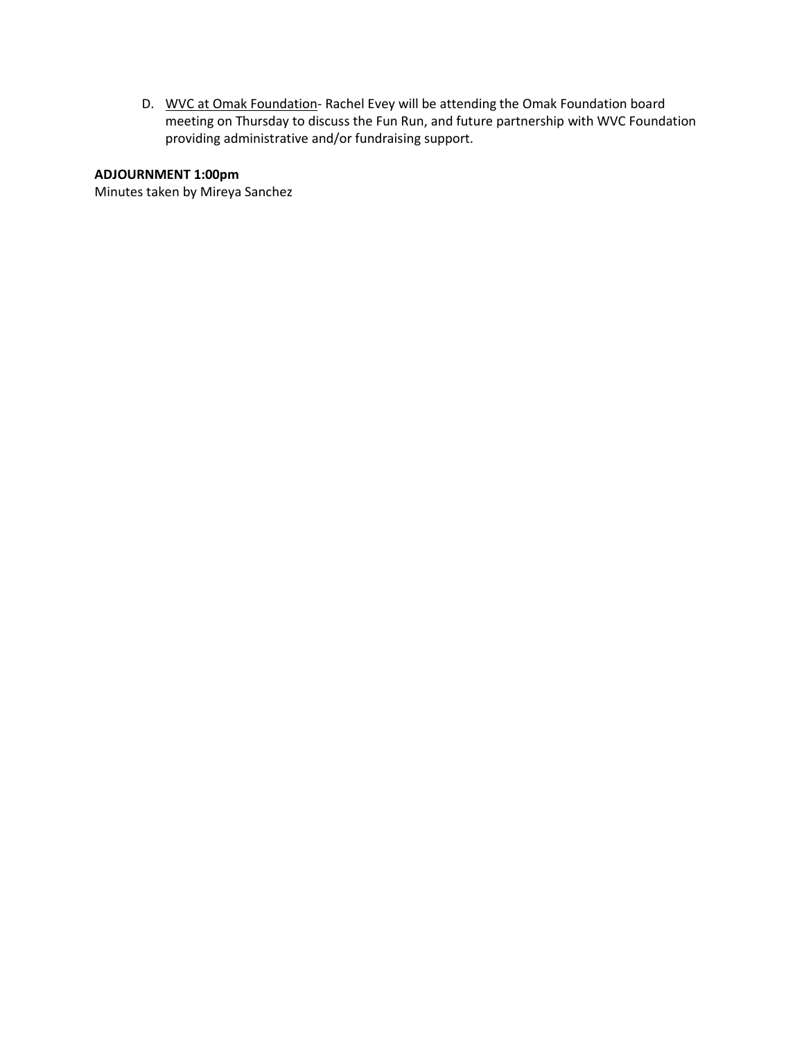D. <u>WVC at Omak Foundation</u>- Rachel Evey will be attending the Omak Foundation board meeting on Thursday to discuss the Fun Run, and future partnership with WVC Foundation providing administrative and/or fundraising support.

**ADJOURNMENT 1:00pm**

Minutes taken by Mireya Sanchez